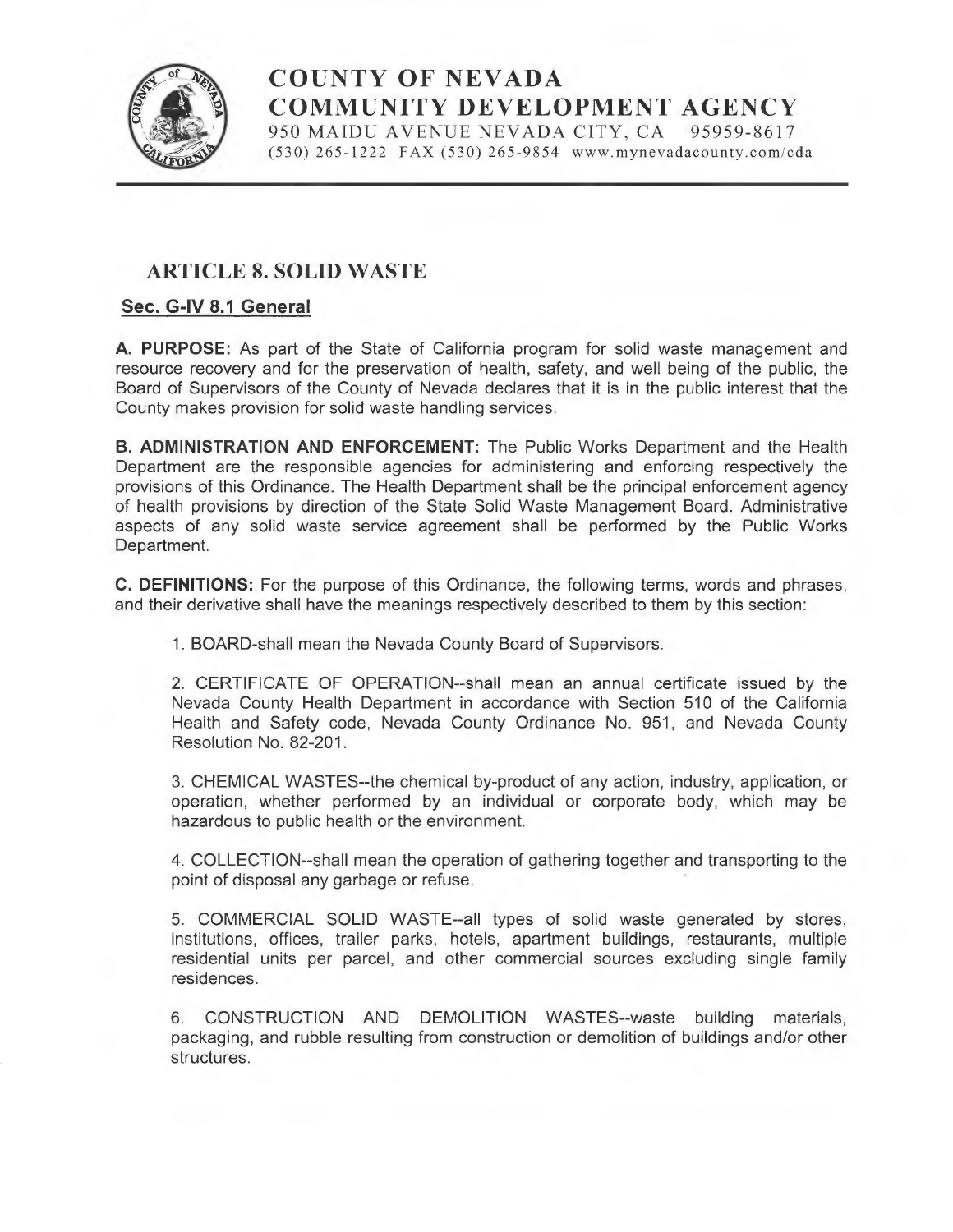# COUNTY OF NEVADA
## COMMUNITY DEVELOPMENT AGENCY

950 MAIDU AVENUE NEVADA CITY, CA 95959-8617
(530) 265-1222 FAX (530) 265-9854 www.mynevadacounty.com/cda

## ARTICLE 8. SOLID WASTE

### Sec. G-IV 8.1 General

**A. PURPOSE:** As part of the State of California program for solid waste management and resource recovery and for the preservation of health, safety, and well being of the public, the Board of Supervisors of the County of Nevada declares that it is in the public interest that the County makes provision for solid waste handling services.

**B. ADMINISTRATION AND ENFORCEMENT:** The Public Works Department and the Health Department are the responsible agencies for administering and enforcing respectively the provisions of this Ordinance. The Health Department shall be the principal enforcement agency of health provisions by direction of the State Solid Waste Management Board. Administrative aspects of any solid waste service agreement shall be performed by the Public Works Department.

**C. DEFINITIONS:** For the purpose of this Ordinance, the following terms, words and phrases, and their derivative shall have the meanings respectively described to them by this section:

1. BOARD-shall mean the Nevada County Board of Supervisors.

2. CERTIFICATE OF OPERATION--shall mean an annual certificate issued by the Nevada County Health Department in accordance with Section 510 of the California Health and Safety code, Nevada County Ordinance No. 951, and Nevada County Resolution No. 82-201.

3. CHEMICAL WASTES--the chemical by-product of any action, industry, application, or operation, whether performed by an individual or corporate body, which may be hazardous to public health or the environment.

4. COLLECTION--shall mean the operation of gathering together and transporting to the point of disposal any garbage or refuse.

5. COMMERCIAL SOLID WASTE--all types of solid waste generated by stores, institutions, offices, trailer parks, hotels, apartment buildings, restaurants, multiple residential units per parcel, and other commercial sources excluding single family residences.

6. CONSTRUCTION AND DEMOLITION WASTES--waste building materials, packaging, and rubble resulting from construction or demolition of buildings and/or other structures.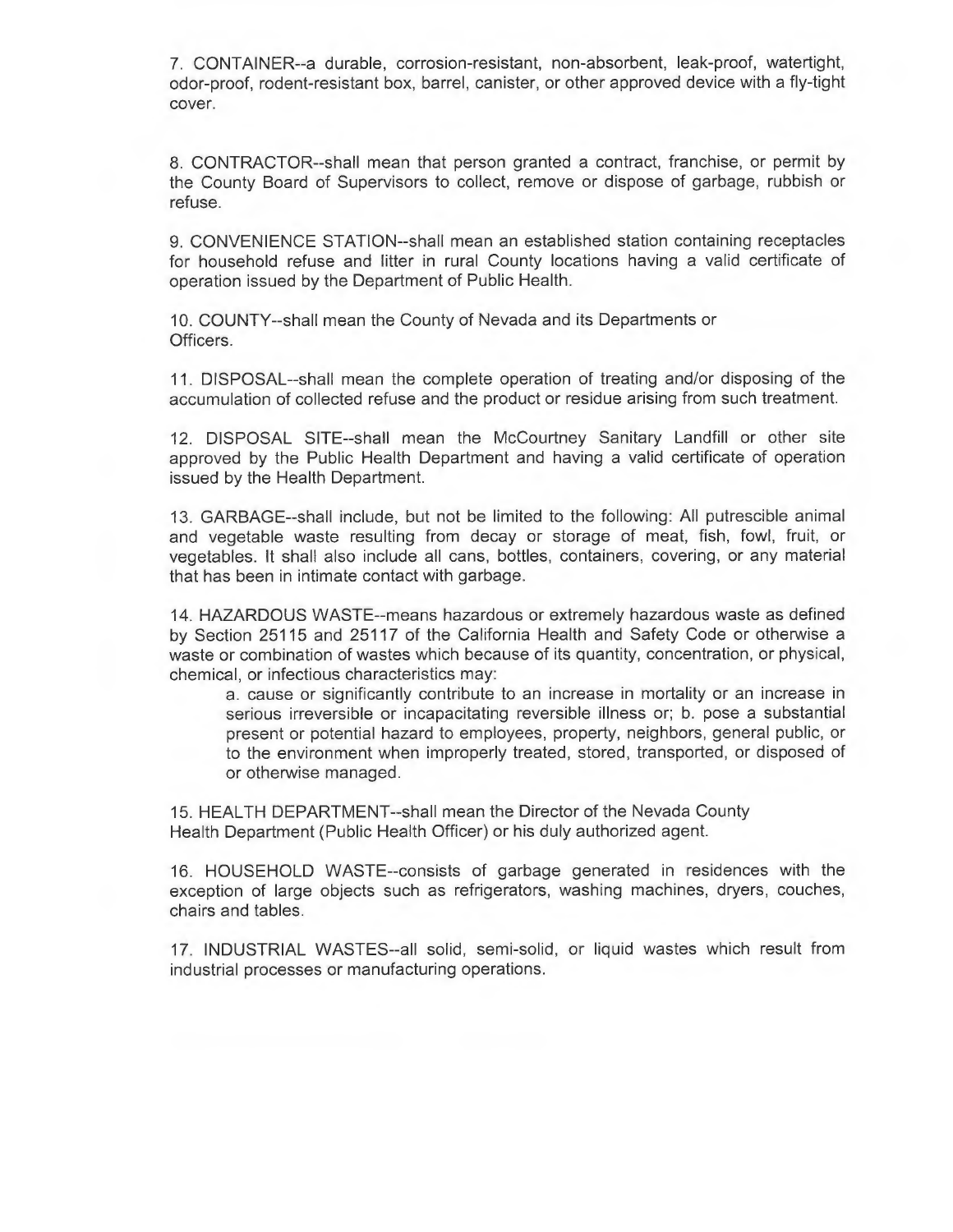7. CONTAINER--a durable, corrosion-resistant, non-absorbent, leak-proof, watertight, odor-proof, rodent-resistant box, barrel, canister, or other approved device with a fly-tight cover.

8. CONTRACTOR--shall mean that person granted a contract, franchise, or permit by the County Board of Supervisors to collect, remove or dispose of garbage, rubbish or refuse.

9. CONVENIENCE STATION--shall mean an established station containing receptacles for household refuse and litter in rural County locations having a valid certificate of operation issued by the Department of Public Health.

10. COUNTY--shall mean the County of Nevada and its Departments or Officers.

11. DISPOSAL--shall mean the complete operation of treating and/or disposing of the accumulation of collected refuse and the product or residue arising from such treatment.

12. DISPOSAL SITE--shall mean the McCourtney Sanitary Landfill or other site approved by the Public Health Department and having a valid certificate of operation issued by the Health Department.

13. GARBAGE--shall include, but not be limited to the following: All putrescible animal and vegetable waste resulting from decay or storage of meat, fish, fowl, fruit, or vegetables. It shall also include all cans, bottles, containers, covering, or any material that has been in intimate contact with garbage.

14. HAZARDOUS WASTE--means hazardous or extremely hazardous waste as defined by Section 25115 and 25117 of the California Health and Safety Code or otherwise a waste or combination of wastes which because of its quantity, concentration, or physical, chemical, or infectious characteristics may:

a. cause or significantly contribute to an increase in mortality or an increase in serious irreversible or incapacitating reversible illness or; b. pose a substantial present or potential hazard to employees, property, neighbors, general public, or to the environment when improperly treated, stored, transported, or disposed of or otherwise managed.

15. HEALTH DEPARTMENT--shall mean the Director of the Nevada County Health Department (Public Health Officer) or his duly authorized agent.

16. HOUSEHOLD WASTE--consists of garbage generated in residences with the exception of large objects such as refrigerators, washing machines, dryers, couches, chairs and tables.

17. INDUSTRIAL WASTES--all solid, semi-solid, or liquid wastes which result from industrial processes or manufacturing operations.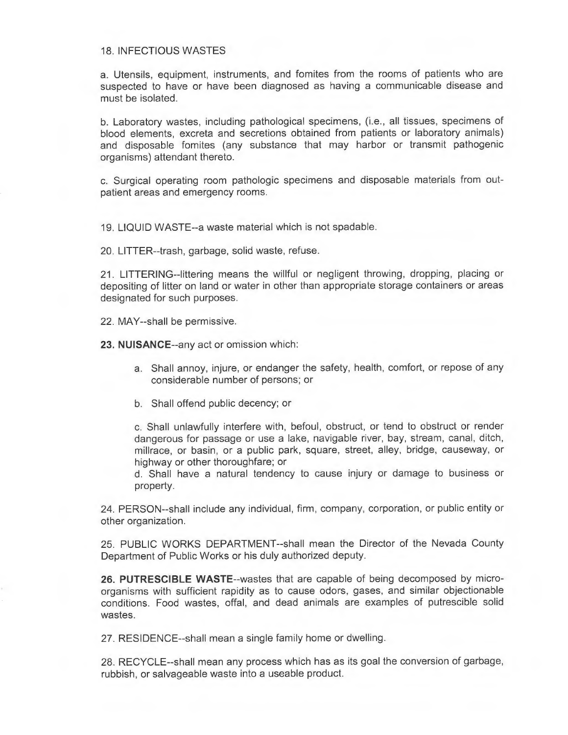18. INFECTIOUS WASTES

a. Utensils, equipment, instruments, and fomites from the rooms of patients who are suspected to have or have been diagnosed as having a communicable disease and must be isolated.

b. Laboratory wastes, including pathological specimens, (i.e., all tissues, specimens of blood elements, excreta and secretions obtained from patients or laboratory animals) and disposable fomites (any substance that may harbor or transmit pathogenic organisms) attendant thereto.

c. Surgical operating room pathologic specimens and disposable materials from out-patient areas and emergency rooms.

19. LIQUID WASTE--a waste material which is not spadable.

20. LITTER--trash, garbage, solid waste, refuse.

21. LITTERING--littering means the willful or negligent throwing, dropping, placing or depositing of litter on land or water in other than appropriate storage containers or areas designated for such purposes.

22. MAY--shall be permissive.

**23. NUISANCE**--any act or omission which:

a. Shall annoy, injure, or endanger the safety, health, comfort, or repose of any considerable number of persons; or

b. Shall offend public decency; or

c. Shall unlawfully interfere with, befoul, obstruct, or tend to obstruct or render dangerous for passage or use a lake, navigable river, bay, stream, canal, ditch, millrace, or basin, or a public park, square, street, alley, bridge, causeway, or highway or other thoroughfare; or

d. Shall have a natural tendency to cause injury or damage to business or property.

24. PERSON--shall include any individual, firm, company, corporation, or public entity or other organization.

25. PUBLIC WORKS DEPARTMENT--shall mean the Director of the Nevada County Department of Public Works or his duly authorized deputy.

**26. PUTRESCIBLE WASTE**--wastes that are capable of being decomposed by micro-organisms with sufficient rapidity as to cause odors, gases, and similar objectionable conditions. Food wastes, offal, and dead animals are examples of putrescible solid wastes.

27. RESIDENCE--shall mean a single family home or dwelling.

28. RECYCLE--shall mean any process which has as its goal the conversion of garbage, rubbish, or salvageable waste into a useable product.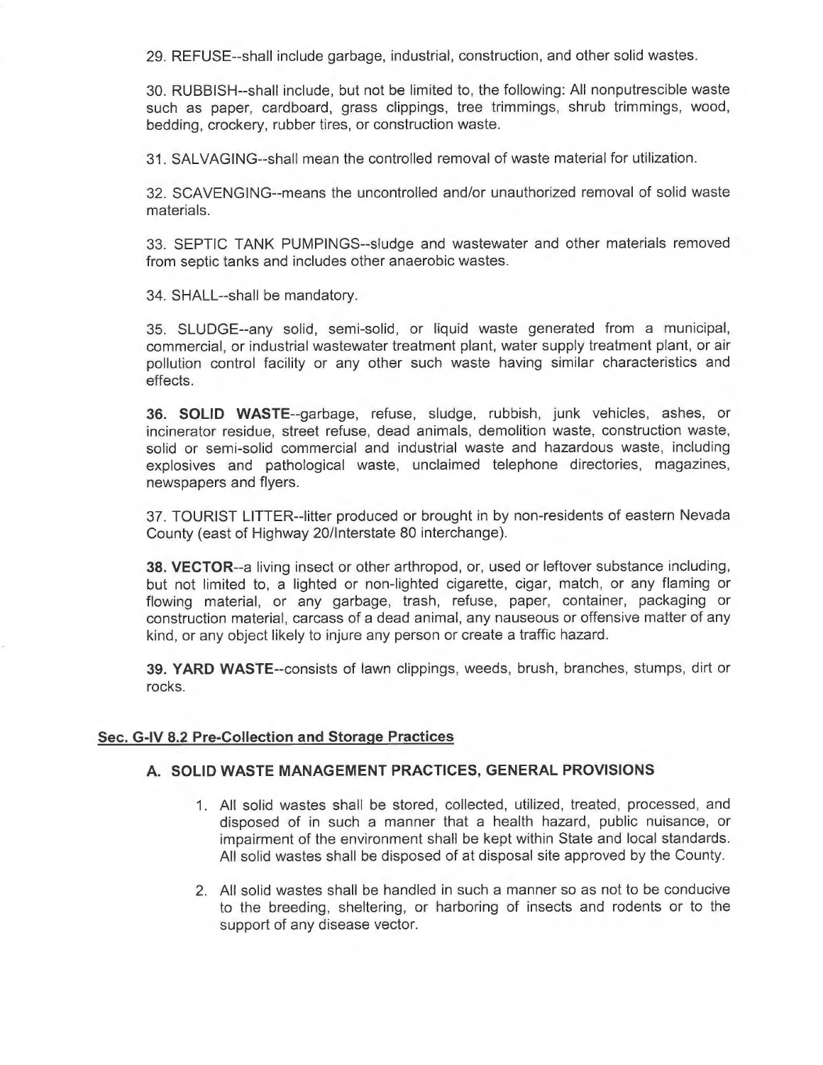29. REFUSE--shall include garbage, industrial, construction, and other solid wastes.

30. RUBBISH--shall include, but not be limited to, the following: All nonputrescible waste such as paper, cardboard, grass clippings, tree trimmings, shrub trimmings, wood, bedding, crockery, rubber tires, or construction waste.

31. SALVAGING--shall mean the controlled removal of waste material for utilization.

32. SCAVENGING--means the uncontrolled and/or unauthorized removal of solid waste materials.

33. SEPTIC TANK PUMPINGS--sludge and wastewater and other materials removed from septic tanks and includes other anaerobic wastes.

34. SHALL--shall be mandatory.

35. SLUDGE--any solid, semi-solid, or liquid waste generated from a municipal, commercial, or industrial wastewater treatment plant, water supply treatment plant, or air pollution control facility or any other such waste having similar characteristics and effects.

**36. SOLID WASTE**--garbage, refuse, sludge, rubbish, junk vehicles, ashes, or incinerator residue, street refuse, dead animals, demolition waste, construction waste, solid or semi-solid commercial and industrial waste and hazardous waste, including explosives and pathological waste, unclaimed telephone directories, magazines, newspapers and flyers.

37. TOURIST LITTER--litter produced or brought in by non-residents of eastern Nevada County (east of Highway 20/Interstate 80 interchange).

**38. VECTOR**--a living insect or other arthropod, or, used or leftover substance including, but not limited to, a lighted or non-lighted cigarette, cigar, match, or any flaming or flowing material, or any garbage, trash, refuse, paper, container, packaging or construction material, carcass of a dead animal, any nauseous or offensive matter of any kind, or any object likely to injure any person or create a traffic hazard.

**39. YARD WASTE**--consists of lawn clippings, weeds, brush, branches, stumps, dirt or rocks.

## Sec. G-IV 8.2 Pre-Collection and Storage Practices

### A. SOLID WASTE MANAGEMENT PRACTICES, GENERAL PROVISIONS

1. All solid wastes shall be stored, collected, utilized, treated, processed, and disposed of in such a manner that a health hazard, public nuisance, or impairment of the environment shall be kept within State and local standards. All solid wastes shall be disposed of at disposal site approved by the County.

2. All solid wastes shall be handled in such a manner so as not to be conducive to the breeding, sheltering, or harboring of insects and rodents or to the support of any disease vector.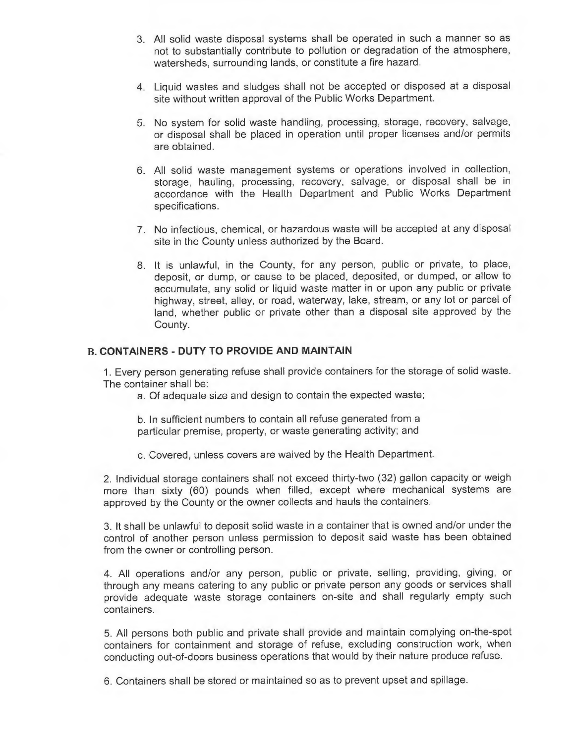3. All solid waste disposal systems shall be operated in such a manner so as not to substantially contribute to pollution or degradation of the atmosphere, watersheds, surrounding lands, or constitute a fire hazard.

4. Liquid wastes and sludges shall not be accepted or disposed at a disposal site without written approval of the Public Works Department.

5. No system for solid waste handling, processing, storage, recovery, salvage, or disposal shall be placed in operation until proper licenses and/or permits are obtained.

6. All solid waste management systems or operations involved in collection, storage, hauling, processing, recovery, salvage, or disposal shall be in accordance with the Health Department and Public Works Department specifications.

7. No infectious, chemical, or hazardous waste will be accepted at any disposal site in the County unless authorized by the Board.

8. It is unlawful, in the County, for any person, public or private, to place, deposit, or dump, or cause to be placed, deposited, or dumped, or allow to accumulate, any solid or liquid waste matter in or upon any public or private highway, street, alley, or road, waterway, lake, stream, or any lot or parcel of land, whether public or private other than a disposal site approved by the County.

### B. CONTAINERS - DUTY TO PROVIDE AND MAINTAIN

1. Every person generating refuse shall provide containers for the storage of solid waste. The container shall be:

   a. Of adequate size and design to contain the expected waste;

   b. In sufficient numbers to contain all refuse generated from a particular premise, property, or waste generating activity; and

   c. Covered, unless covers are waived by the Health Department.

2. Individual storage containers shall not exceed thirty-two (32) gallon capacity or weigh more than sixty (60) pounds when filled, except where mechanical systems are approved by the County or the owner collects and hauls the containers.

3. It shall be unlawful to deposit solid waste in a container that is owned and/or under the control of another person unless permission to deposit said waste has been obtained from the owner or controlling person.

4. All operations and/or any person, public or private, selling, providing, giving, or through any means catering to any public or private person any goods or services shall provide adequate waste storage containers on-site and shall regularly empty such containers.

5. All persons both public and private shall provide and maintain complying on-the-spot containers for containment and storage of refuse, excluding construction work, when conducting out-of-doors business operations that would by their nature produce refuse.

6. Containers shall be stored or maintained so as to prevent upset and spillage.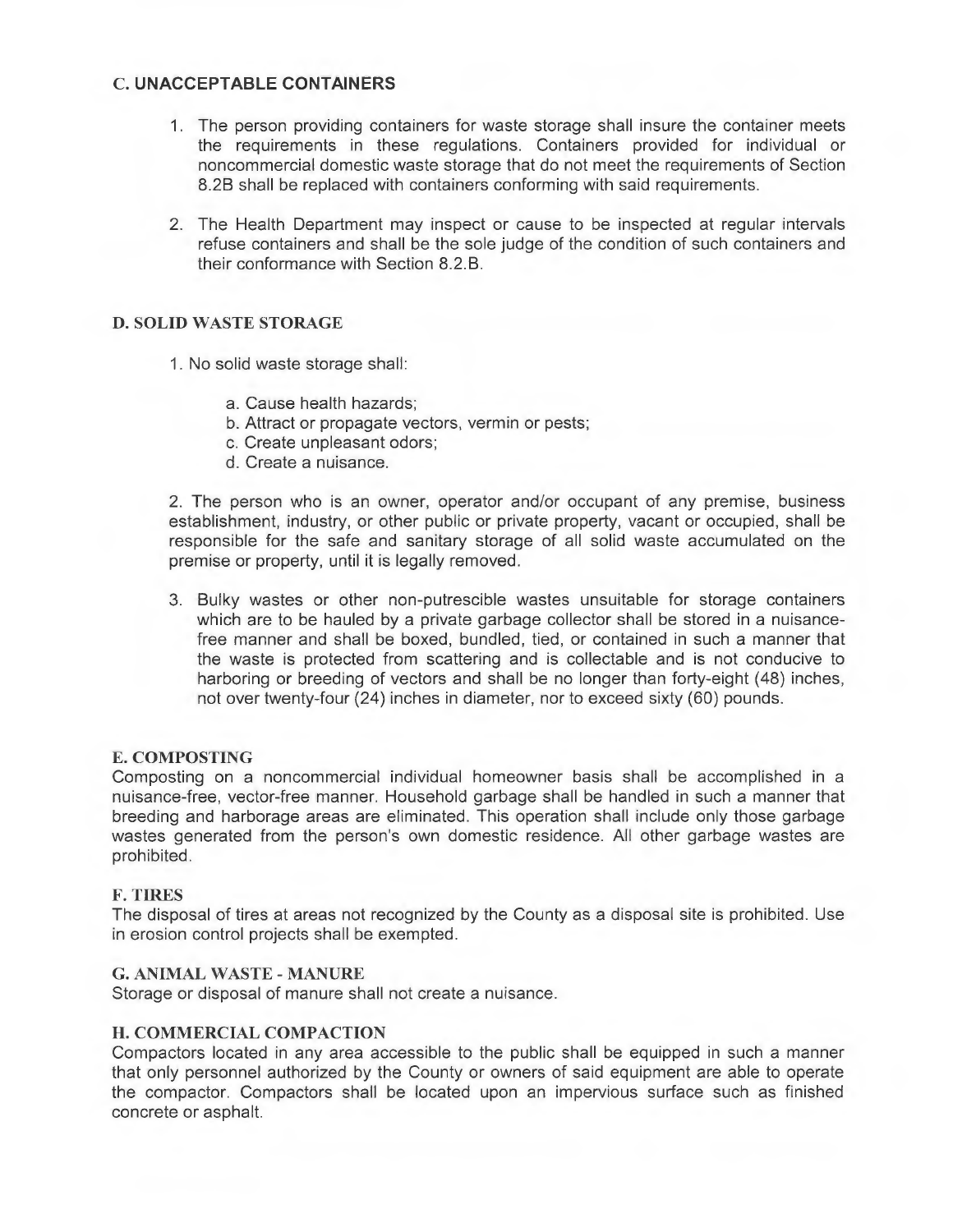### C. UNACCEPTABLE CONTAINERS

1. The person providing containers for waste storage shall insure the container meets the requirements in these regulations. Containers provided for individual or noncommercial domestic waste storage that do not meet the requirements of Section 8.2B shall be replaced with containers conforming with said requirements.

2. The Health Department may inspect or cause to be inspected at regular intervals refuse containers and shall be the sole judge of the condition of such containers and their conformance with Section 8.2.B.

### D. SOLID WASTE STORAGE

1. No solid waste storage shall:

   a. Cause health hazards;
   b. Attract or propagate vectors, vermin or pests;
   c. Create unpleasant odors;
   d. Create a nuisance.

2. The person who is an owner, operator and/or occupant of any premise, business establishment, industry, or other public or private property, vacant or occupied, shall be responsible for the safe and sanitary storage of all solid waste accumulated on the premise or property, until it is legally removed.

3. Bulky wastes or other non-putrescible wastes unsuitable for storage containers which are to be hauled by a private garbage collector shall be stored in a nuisance-free manner and shall be boxed, bundled, tied, or contained in such a manner that the waste is protected from scattering and is collectable and is not conducive to harboring or breeding of vectors and shall be no longer than forty-eight (48) inches, not over twenty-four (24) inches in diameter, nor to exceed sixty (60) pounds.

### E. COMPOSTING

Composting on a noncommercial individual homeowner basis shall be accomplished in a nuisance-free, vector-free manner. Household garbage shall be handled in such a manner that breeding and harborage areas are eliminated. This operation shall include only those garbage wastes generated from the person's own domestic residence. All other garbage wastes are prohibited.

### F. TIRES

The disposal of tires at areas not recognized by the County as a disposal site is prohibited. Use in erosion control projects shall be exempted.

### G. ANIMAL WASTE - MANURE

Storage or disposal of manure shall not create a nuisance.

### H. COMMERCIAL COMPACTION

Compactors located in any area accessible to the public shall be equipped in such a manner that only personnel authorized by the County or owners of said equipment are able to operate the compactor. Compactors shall be located upon an impervious surface such as finished concrete or asphalt.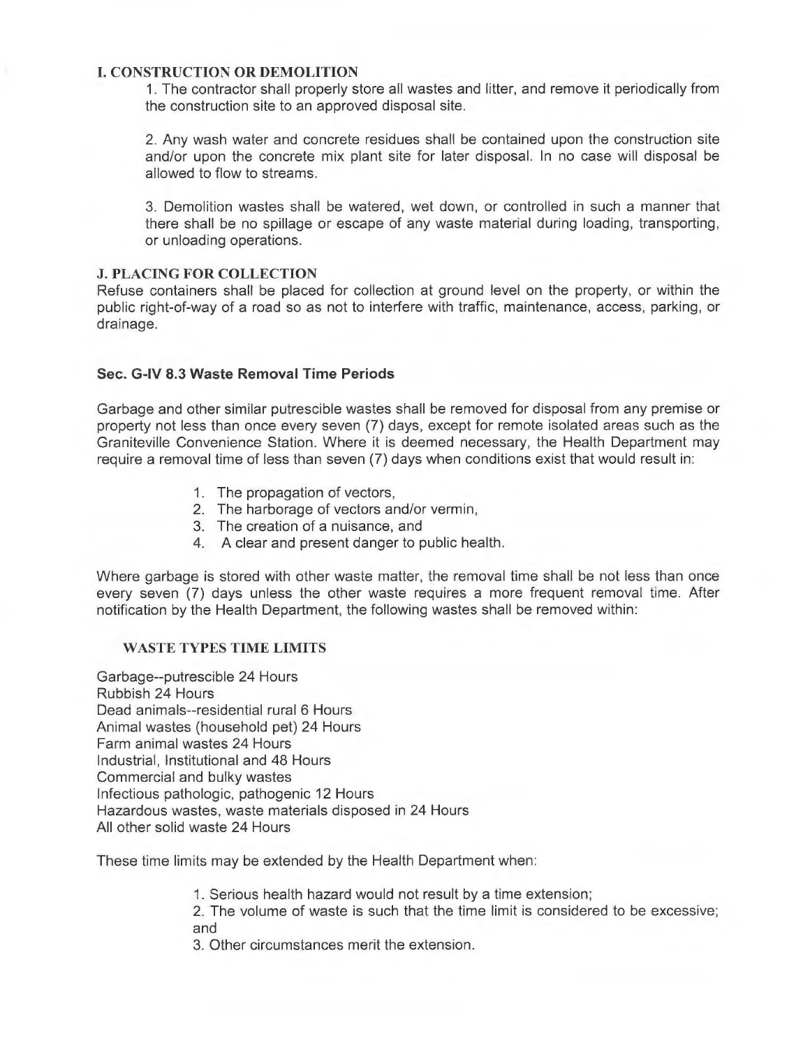### I. CONSTRUCTION OR DEMOLITION

1. The contractor shall properly store all wastes and litter, and remove it periodically from the construction site to an approved disposal site.

2. Any wash water and concrete residues shall be contained upon the construction site and/or upon the concrete mix plant site for later disposal. In no case will disposal be allowed to flow to streams.

3. Demolition wastes shall be watered, wet down, or controlled in such a manner that there shall be no spillage or escape of any waste material during loading, transporting, or unloading operations.

### J. PLACING FOR COLLECTION

Refuse containers shall be placed for collection at ground level on the property, or within the public right-of-way of a road so as not to interfere with traffic, maintenance, access, parking, or drainage.

## Sec. G-IV 8.3 Waste Removal Time Periods

Garbage and other similar putrescible wastes shall be removed for disposal from any premise or property not less than once every seven (7) days, except for remote isolated areas such as the Graniteville Convenience Station. Where it is deemed necessary, the Health Department may require a removal time of less than seven (7) days when conditions exist that would result in:

1. The propagation of vectors,
2. The harborage of vectors and/or vermin,
3. The creation of a nuisance, and
4. A clear and present danger to public health.

Where garbage is stored with other waste matter, the removal time shall be not less than once every seven (7) days unless the other waste requires a more frequent removal time. After notification by the Health Department, the following wastes shall be removed within:

| WASTE TYPES | TIME LIMITS |
| --- | --- |
| Garbage--putrescible | 24 Hours |
| Rubbish | 24 Hours |
| Dead animals--residential rural | 6 Hours |
| Animal wastes (household pet) | 24 Hours |
| Farm animal wastes | 24 Hours |
| Industrial, Institutional and Commercial and bulky wastes | 48 Hours |
| Infectious pathologic, pathogenic | 12 Hours |
| Hazardous wastes, waste materials disposed in | 24 Hours |
| All other solid waste | 24 Hours |

These time limits may be extended by the Health Department when:

1. Serious health hazard would not result by a time extension;
2. The volume of waste is such that the time limit is considered to be excessive; and
3. Other circumstances merit the extension.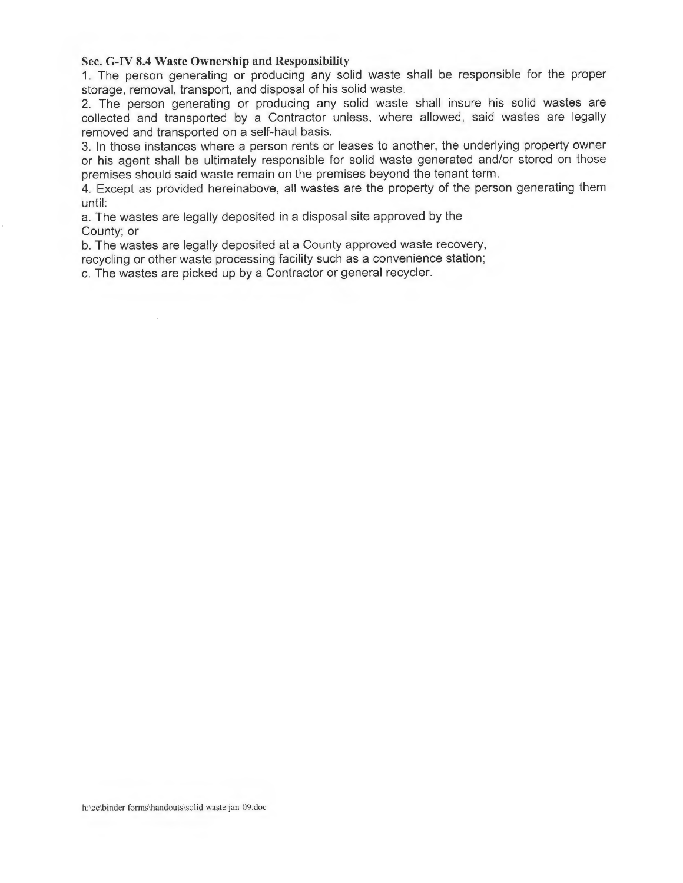**Sec. G-IV 8.4 Waste Ownership and Responsibility**

1. The person generating or producing any solid waste shall be responsible for the proper storage, removal, transport, and disposal of his solid waste.
2. The person generating or producing any solid waste shall insure his solid wastes are collected and transported by a Contractor unless, where allowed, said wastes are legally removed and transported on a self-haul basis.
3. In those instances where a person rents or leases to another, the underlying property owner or his agent shall be ultimately responsible for solid waste generated and/or stored on those premises should said waste remain on the premises beyond the tenant term.
4. Except as provided hereinabove, all wastes are the property of the person generating them until:

a. The wastes are legally deposited in a disposal site approved by the County; or

b. The wastes are legally deposited at a County approved waste recovery, recycling or other waste processing facility such as a convenience station;

c. The wastes are picked up by a Contractor or general recycler.

h:\ce\binder forms\handouts\solid waste jan-09.doc